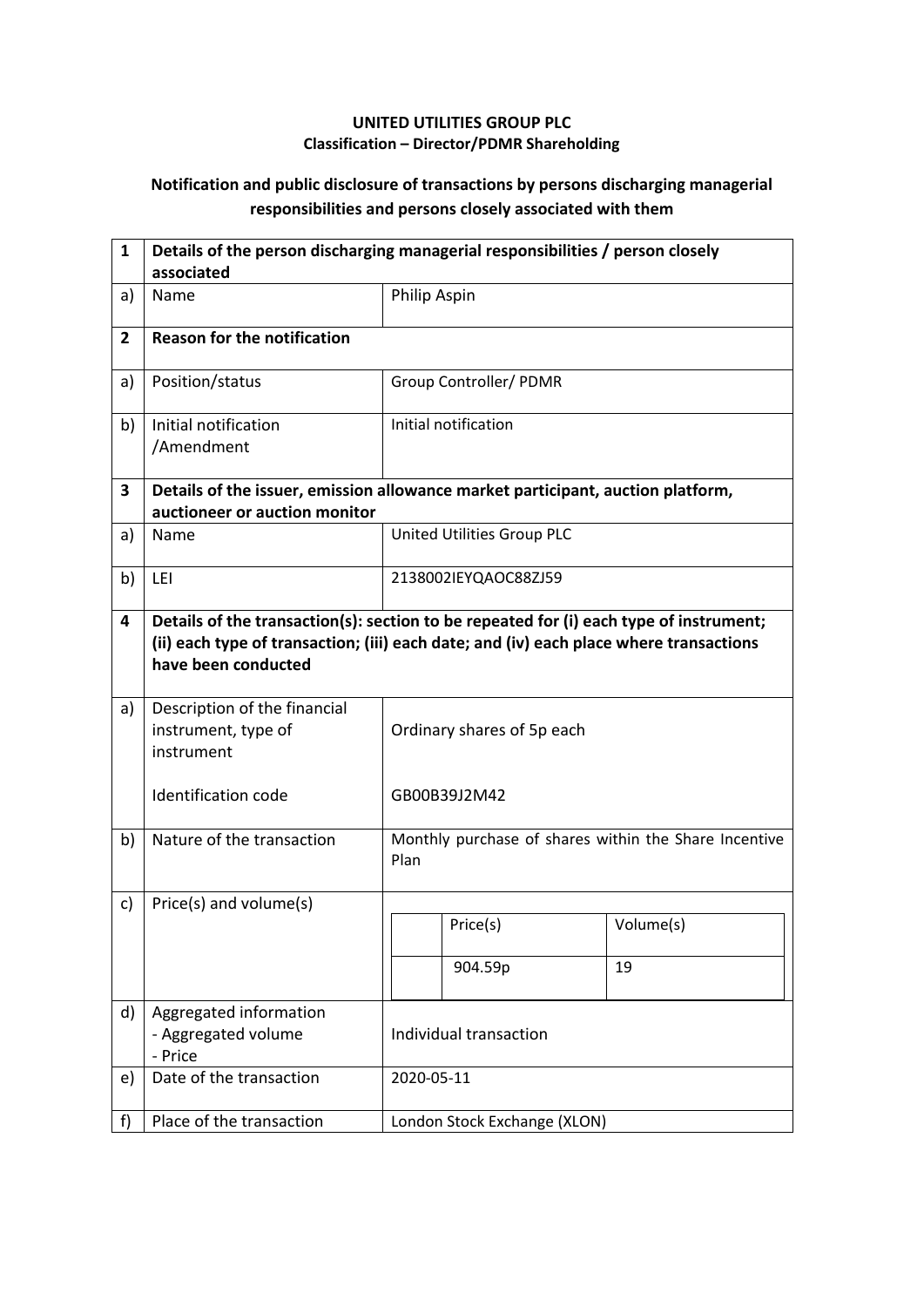**UNITED UTILITIES GROUP PLC**
**Classification – Director/PDMR Shareholding**

**Notification and public disclosure of transactions by persons discharging managerial responsibilities and persons closely associated with them**

| | | |
|---|---|---|
| **1** | **Details of the person discharging managerial responsibilities / person closely associated** | |
| a) | Name | Philip Aspin |
| **2** | **Reason for the notification** | |
| a) | Position/status | Group Controller/ PDMR |
| b) | Initial notification /Amendment | Initial notification |
| **3** | **Details of the issuer, emission allowance market participant, auction platform, auctioneer or auction monitor** | |
| a) | Name | United Utilities Group PLC |
| b) | LEI | 2138002IEYQAOC88ZJ59 |
| **4** | **Details of the transaction(s): section to be repeated for (i) each type of instrument; (ii) each type of transaction; (iii) each date; and (iv) each place where transactions have been conducted** | |
| a) | Description of the financial instrument, type of instrument<br><br>Identification code | Ordinary shares of 5p each<br><br>GB00B39J2M42 |
| b) | Nature of the transaction | Monthly purchase of shares within the Share Incentive Plan |
| c) | Price(s) and volume(s) | Price(s): 904.59p<br>Volume(s): 19 |
| d) | Aggregated information<br>- Aggregated volume<br>- Price | Individual transaction |
| e) | Date of the transaction | 2020-05-11 |
| f) | Place of the transaction | London Stock Exchange (XLON) |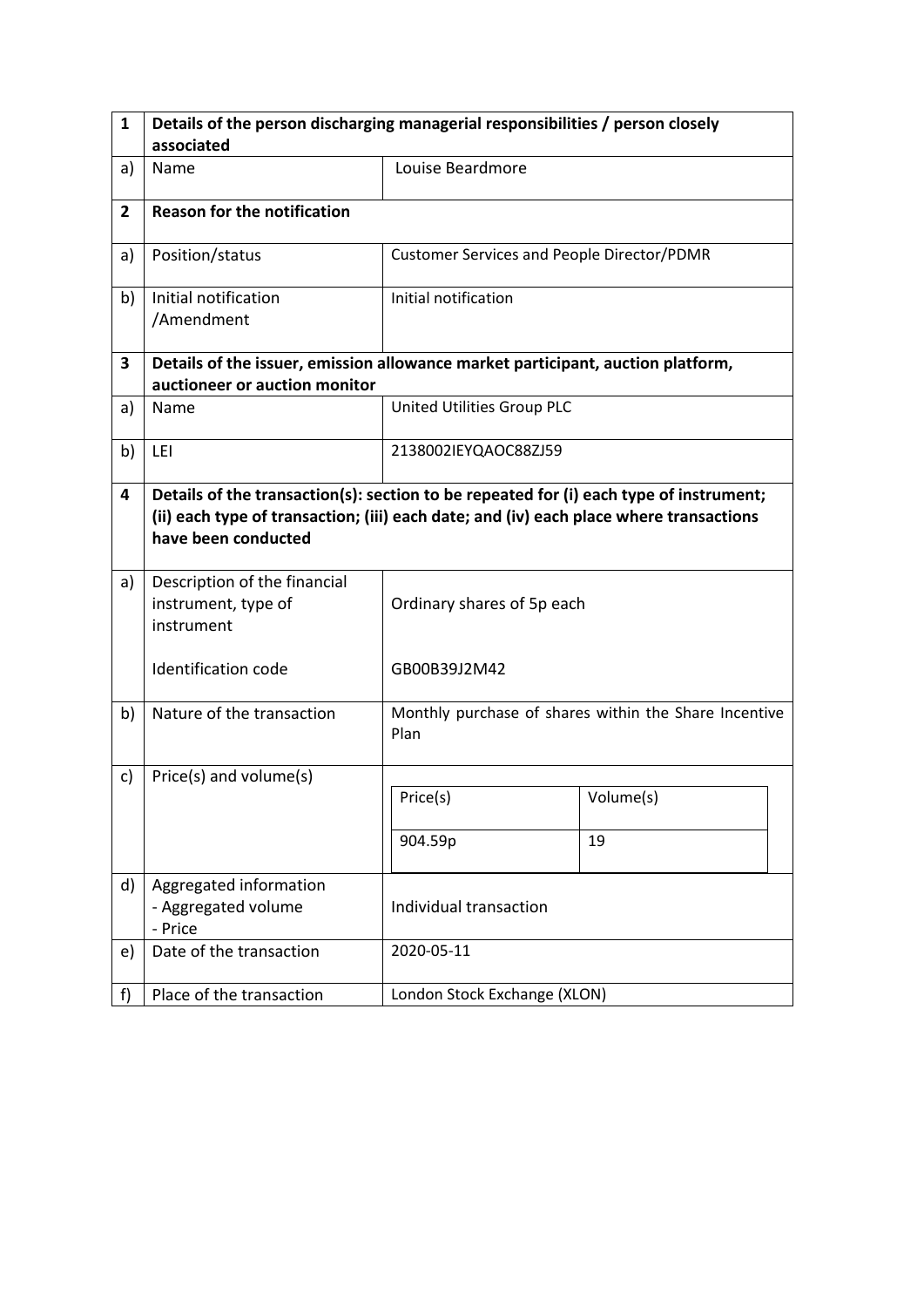| 1 | Details of the person discharging managerial responsibilities / person closely associated | |
|---|---|---|
| a) | Name | Louise Beardmore |
| **2** | **Reason for the notification** | |
| a) | Position/status | Customer Services and People Director/PDMR |
| b) | Initial notification /Amendment | Initial notification |
| **3** | **Details of the issuer, emission allowance market participant, auction platform, auctioneer or auction monitor** | |
| a) | Name | United Utilities Group PLC |
| b) | LEI | 2138002IEYQAOC88ZJ59 |
| **4** | **Details of the transaction(s): section to be repeated for (i) each type of instrument; (ii) each type of transaction; (iii) each date; and (iv) each place where transactions have been conducted** | |
| a) | Description of the financial instrument, type of instrument<br><br>Identification code | Ordinary shares of 5p each<br><br>GB00B39J2M42 |
| b) | Nature of the transaction | Monthly purchase of shares within the Share Incentive Plan |
| c) | Price(s) and volume(s) | Price(s): 904.59p<br>Volume(s): 19 |
| d) | Aggregated information<br>- Aggregated volume<br>- Price | Individual transaction |
| e) | Date of the transaction | 2020-05-11 |
| f) | Place of the transaction | London Stock Exchange (XLON) |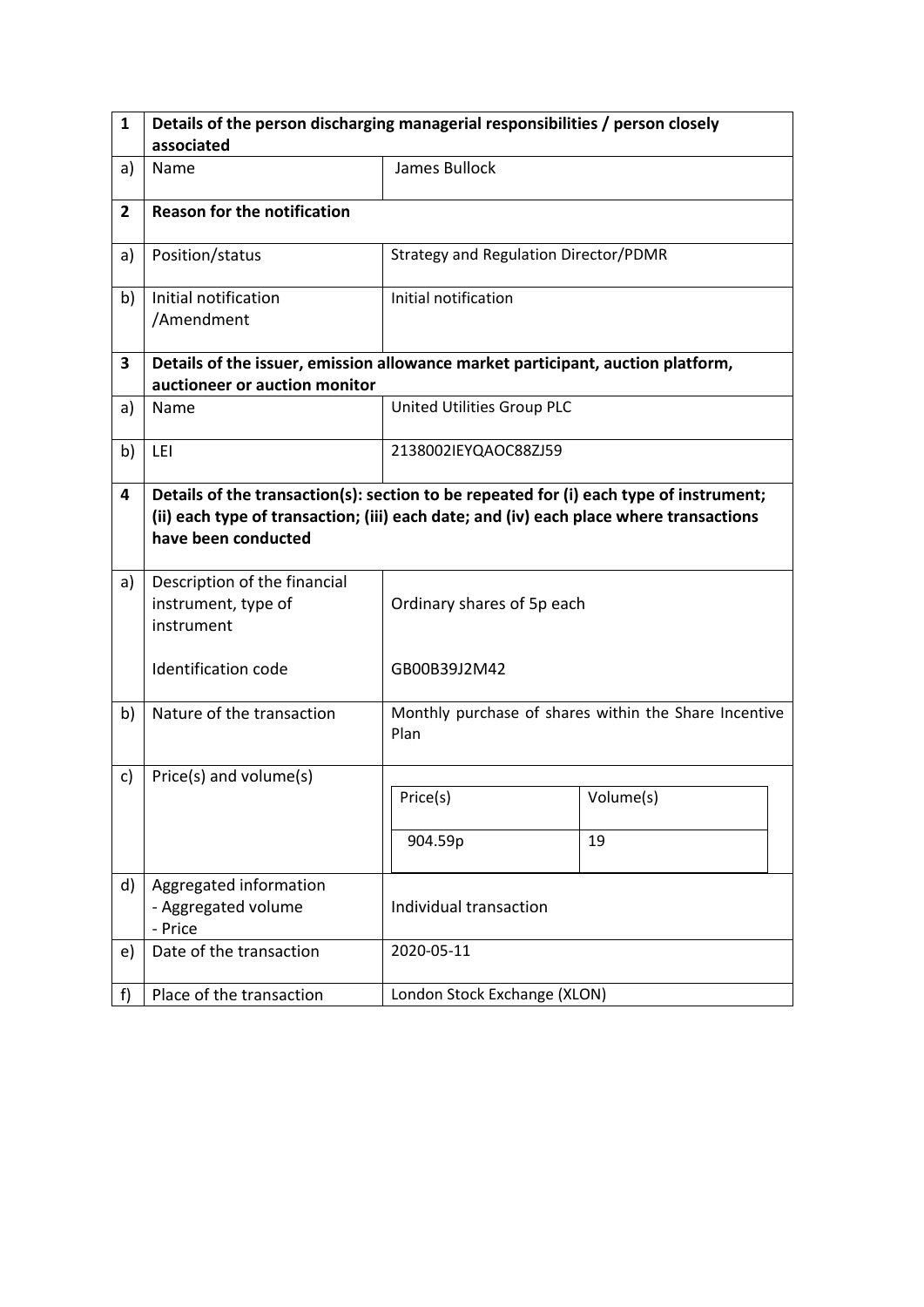| 1 | Details of the person discharging managerial responsibilities / person closely associated | |
|---|---|---|
| a) | Name | James Bullock |
| **2** | **Reason for the notification** | |
| a) | Position/status | Strategy and Regulation Director/PDMR |
| b) | Initial notification /Amendment | Initial notification |
| **3** | **Details of the issuer, emission allowance market participant, auction platform, auctioneer or auction monitor** | |
| a) | Name | United Utilities Group PLC |
| b) | LEI | 2138002IEYQAOC88ZJ59 |
| **4** | **Details of the transaction(s): section to be repeated for (i) each type of instrument; (ii) each type of transaction; (iii) each date; and (iv) each place where transactions have been conducted** | |
| a) | Description of the financial instrument, type of instrument<br><br>Identification code | Ordinary shares of 5p each<br><br>GB00B39J2M42 |
| b) | Nature of the transaction | Monthly purchase of shares within the Share Incentive Plan |
| c) | Price(s) and volume(s) | Price(s): 904.59p<br>Volume(s): 19 |
| d) | Aggregated information<br>- Aggregated volume<br>- Price | Individual transaction |
| e) | Date of the transaction | 2020-05-11 |
| f) | Place of the transaction | London Stock Exchange (XLON) |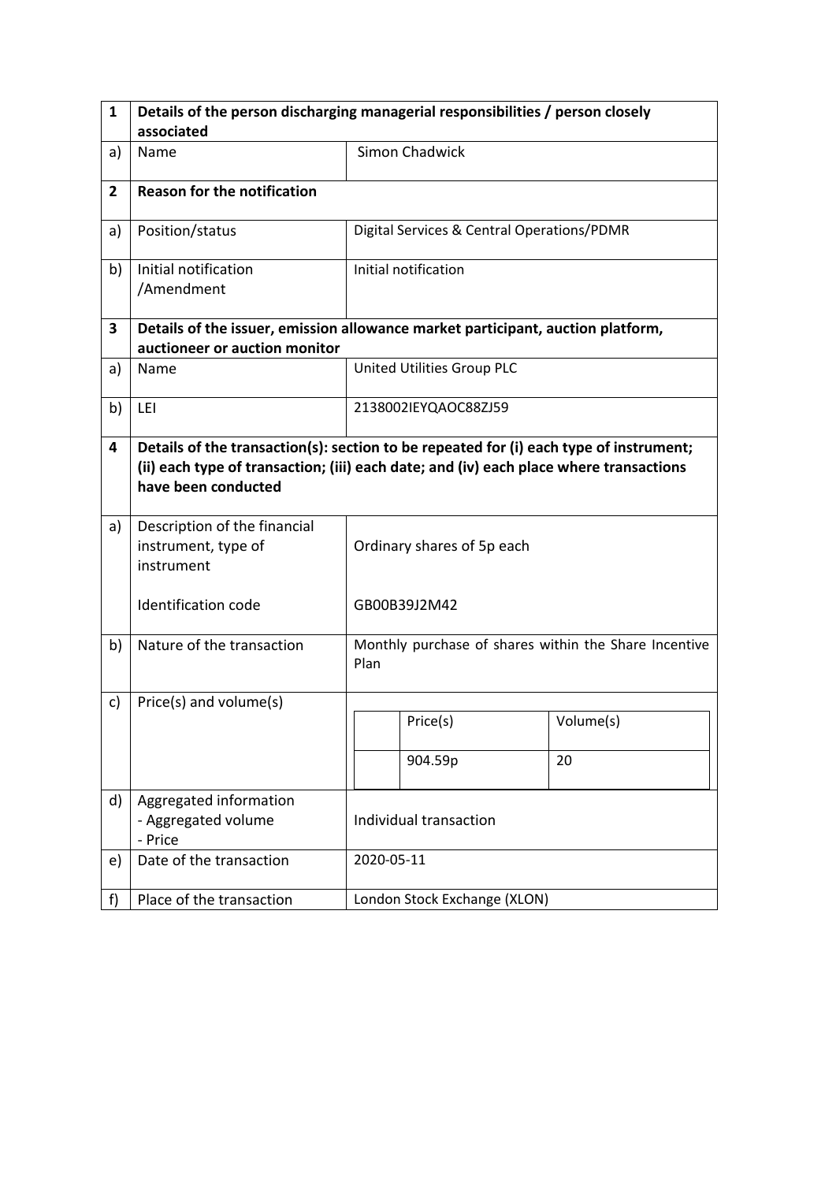| 1 | Details of the person discharging managerial responsibilities / person closely associated | |
|---|---|---|
| a) | Name | Simon Chadwick |
| **2** | **Reason for the notification** | |
| a) | Position/status | Digital Services & Central Operations/PDMR |
| b) | Initial notification /Amendment | Initial notification |
| **3** | **Details of the issuer, emission allowance market participant, auction platform, auctioneer or auction monitor** | |
| a) | Name | United Utilities Group PLC |
| b) | LEI | 2138002IEYQAOC88ZJ59 |
| **4** | **Details of the transaction(s): section to be repeated for (i) each type of instrument; (ii) each type of transaction; (iii) each date; and (iv) each place where transactions have been conducted** | |
| a) | Description of the financial instrument, type of instrument<br><br>Identification code | Ordinary shares of 5p each<br><br>GB00B39J2M42 |
| b) | Nature of the transaction | Monthly purchase of shares within the Share Incentive Plan |
| c) | Price(s) and volume(s) | Price(s): 904.59p<br>Volume(s): 20 |
| d) | Aggregated information<br>- Aggregated volume<br>- Price | Individual transaction |
| e) | Date of the transaction | 2020-05-11 |
| f) | Place of the transaction | London Stock Exchange (XLON) |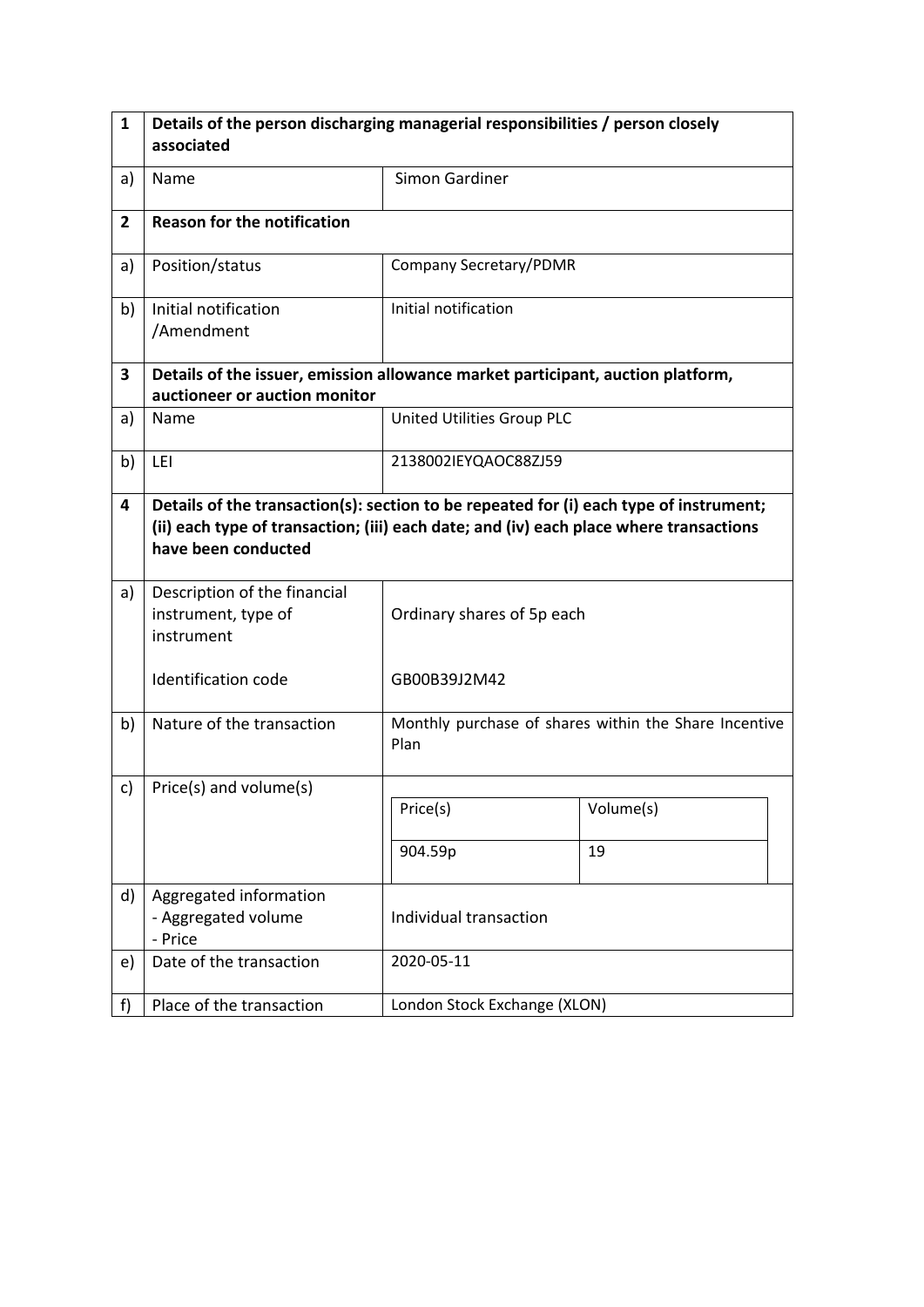| 1 | Details of the person discharging managerial responsibilities / person closely associated | |
|---|---|---|
| a) | Name | Simon Gardiner |
| **2** | **Reason for the notification** | |
| a) | Position/status | Company Secretary/PDMR |
| b) | Initial notification /Amendment | Initial notification |
| **3** | **Details of the issuer, emission allowance market participant, auction platform, auctioneer or auction monitor** | |
| a) | Name | United Utilities Group PLC |
| b) | LEI | 2138002IEYQAOC88ZJ59 |
| **4** | **Details of the transaction(s): section to be repeated for (i) each type of instrument; (ii) each type of transaction; (iii) each date; and (iv) each place where transactions have been conducted** | |
| a) | Description of the financial instrument, type of instrument<br><br>Identification code | Ordinary shares of 5p each<br><br>GB00B39J2M42 |
| b) | Nature of the transaction | Monthly purchase of shares within the Share Incentive Plan |
| c) | Price(s) and volume(s) | Price(s): 904.59p<br>Volume(s): 19 |
| d) | Aggregated information<br>- Aggregated volume<br>- Price | Individual transaction |
| e) | Date of the transaction | 2020-05-11 |
| f) | Place of the transaction | London Stock Exchange (XLON) |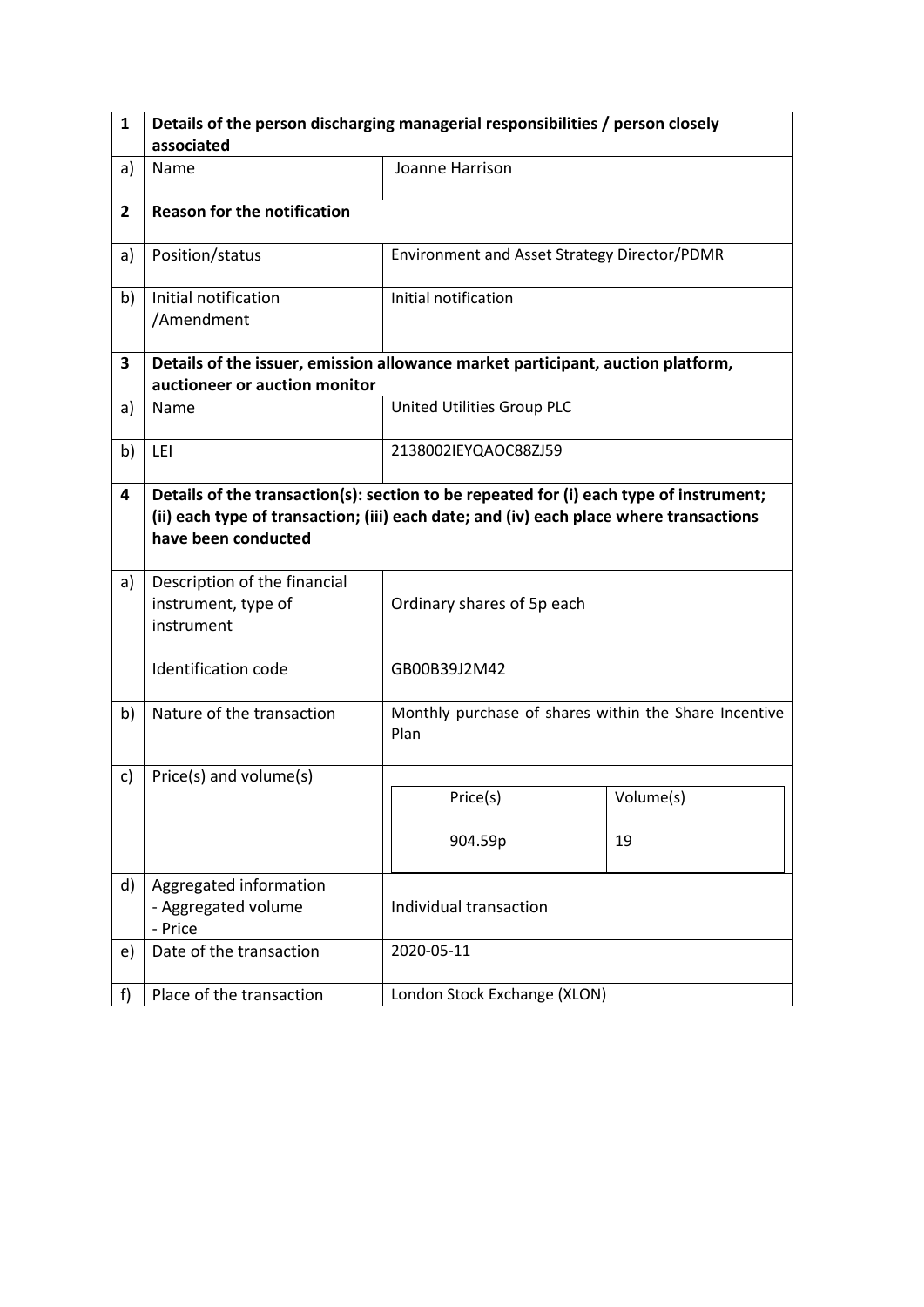| 1 | Details of the person discharging managerial responsibilities / person closely associated | |
|---|---|---|
| a) | Name | Joanne Harrison |
| **2** | **Reason for the notification** | |
| a) | Position/status | Environment and Asset Strategy Director/PDMR |
| b) | Initial notification /Amendment | Initial notification |
| **3** | **Details of the issuer, emission allowance market participant, auction platform, auctioneer or auction monitor** | |
| a) | Name | United Utilities Group PLC |
| b) | LEI | 2138002IEYQAOC88ZJ59 |
| **4** | **Details of the transaction(s): section to be repeated for (i) each type of instrument; (ii) each type of transaction; (iii) each date; and (iv) each place where transactions have been conducted** | |
| a) | Description of the financial instrument, type of instrument<br><br>Identification code | Ordinary shares of 5p each<br><br>GB00B39J2M42 |
| b) | Nature of the transaction | Monthly purchase of shares within the Share Incentive Plan |
| c) | Price(s) and volume(s) | Price(s): 904.59p; Volume(s): 19 |
| d) | Aggregated information<br>- Aggregated volume<br>- Price | Individual transaction |
| e) | Date of the transaction | 2020-05-11 |
| f) | Place of the transaction | London Stock Exchange (XLON) |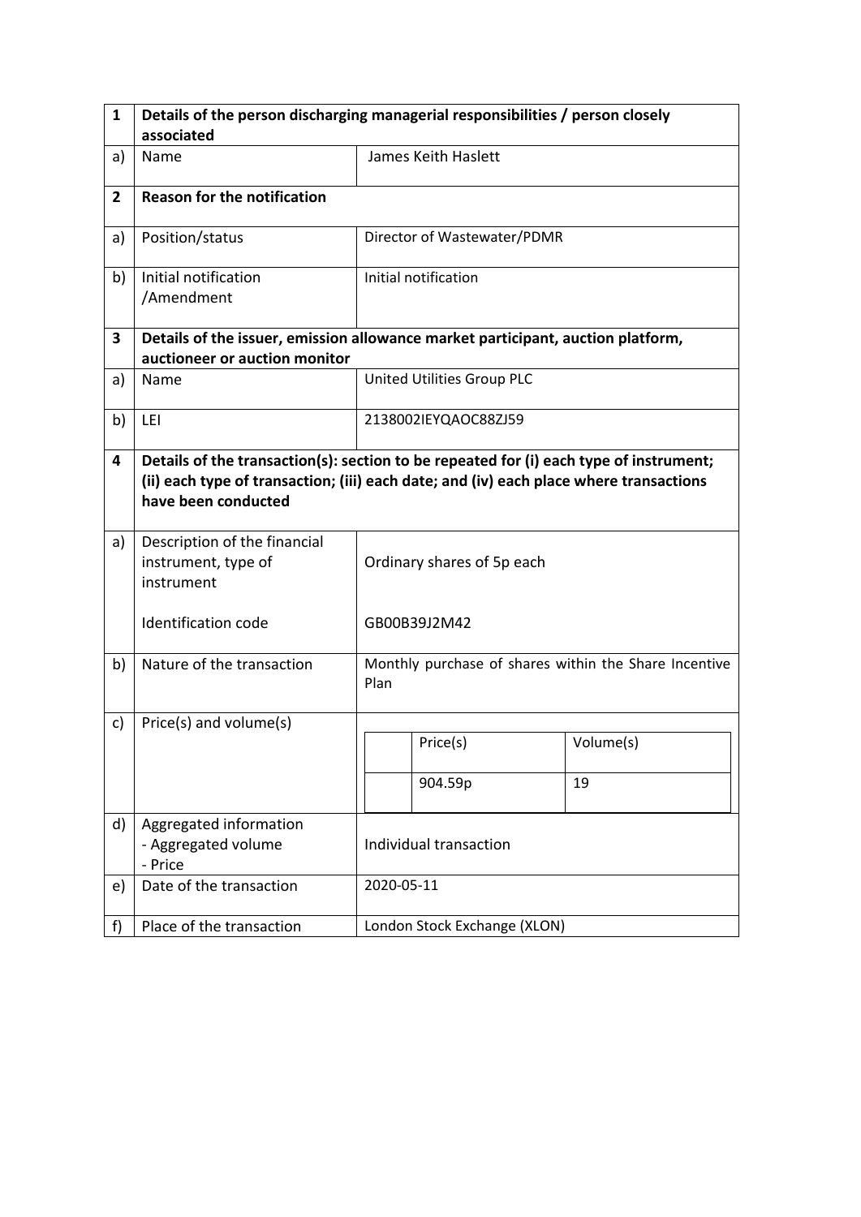| 1 | Details of the person discharging managerial responsibilities / person closely associated | |
|---|---|---|
| a) | Name | James Keith Haslett |
| **2** | **Reason for the notification** | |
| a) | Position/status | Director of Wastewater/PDMR |
| b) | Initial notification /Amendment | Initial notification |
| **3** | **Details of the issuer, emission allowance market participant, auction platform, auctioneer or auction monitor** | |
| a) | Name | United Utilities Group PLC |
| b) | LEI | 2138002IEYQAOC88ZJ59 |
| **4** | **Details of the transaction(s): section to be repeated for (i) each type of instrument; (ii) each type of transaction; (iii) each date; and (iv) each place where transactions have been conducted** | |
| a) | Description of the financial instrument, type of instrument<br><br>Identification code | Ordinary shares of 5p each<br><br>GB00B39J2M42 |
| b) | Nature of the transaction | Monthly purchase of shares within the Share Incentive Plan |
| c) | Price(s) and volume(s) | Price(s): 904.59p — Volume(s): 19 |
| d) | Aggregated information<br>- Aggregated volume<br>- Price | Individual transaction |
| e) | Date of the transaction | 2020-05-11 |
| f) | Place of the transaction | London Stock Exchange (XLON) |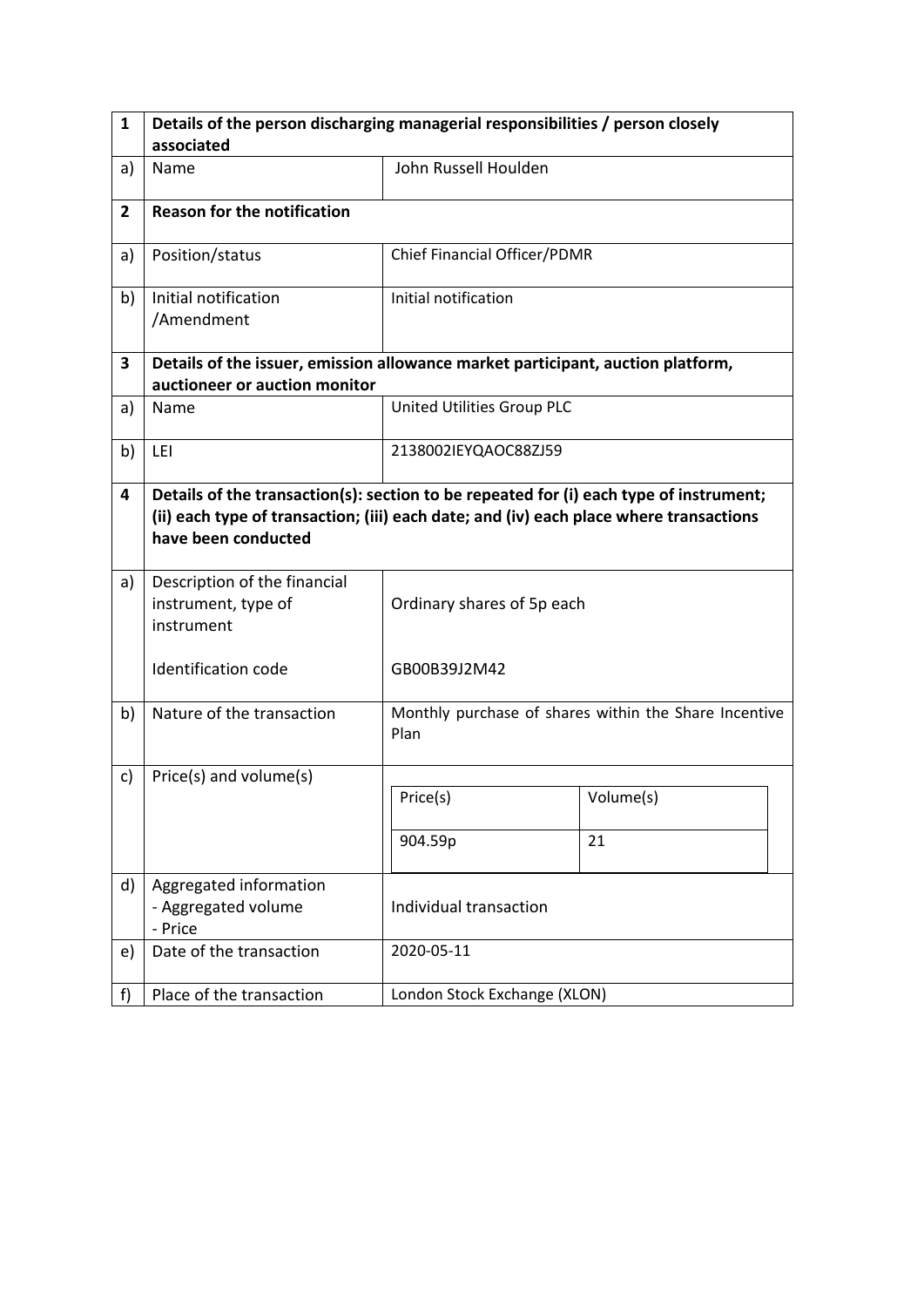| 1 | **Details of the person discharging managerial responsibilities / person closely associated** | |
|---|---|---|
| a) | Name | John Russell Houlden |
| **2** | **Reason for the notification** | |
| a) | Position/status | Chief Financial Officer/PDMR |
| b) | Initial notification /Amendment | Initial notification |
| **3** | **Details of the issuer, emission allowance market participant, auction platform, auctioneer or auction monitor** | |
| a) | Name | United Utilities Group PLC |
| b) | LEI | 2138002IEYQAOC88ZJ59 |
| **4** | **Details of the transaction(s): section to be repeated for (i) each type of instrument; (ii) each type of transaction; (iii) each date; and (iv) each place where transactions have been conducted** | |
| a) | Description of the financial instrument, type of instrument<br><br>Identification code | Ordinary shares of 5p each<br><br>GB00B39J2M42 |
| b) | Nature of the transaction | Monthly purchase of shares within the Share Incentive Plan |
| c) | Price(s) and volume(s) | Price(s): 904.59p — Volume(s): 21 |
| d) | Aggregated information<br>- Aggregated volume<br>- Price | Individual transaction |
| e) | Date of the transaction | 2020-05-11 |
| f) | Place of the transaction | London Stock Exchange (XLON) |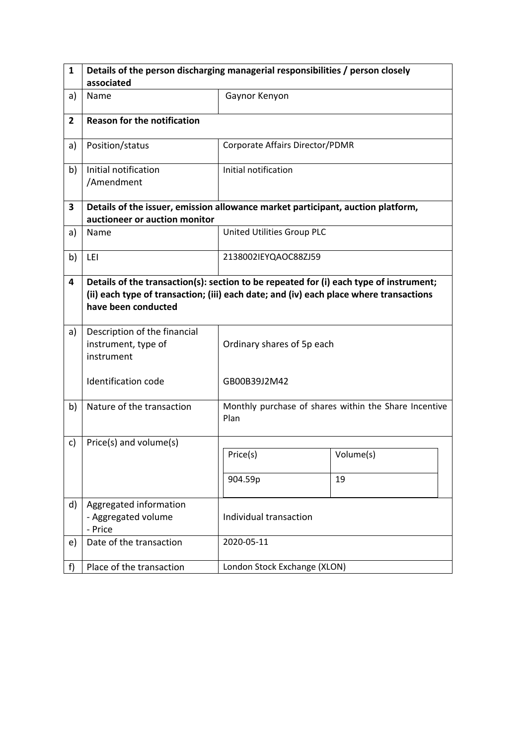| 1 | Details of the person discharging managerial responsibilities / person closely associated | |
|---|---|---|
| a) | Name | Gaynor Kenyon |
| **2** | **Reason for the notification** | |
| a) | Position/status | Corporate Affairs Director/PDMR |
| b) | Initial notification /Amendment | Initial notification |
| **3** | **Details of the issuer, emission allowance market participant, auction platform, auctioneer or auction monitor** | |
| a) | Name | United Utilities Group PLC |
| b) | LEI | 2138002IEYQAOC88ZJ59 |
| **4** | **Details of the transaction(s): section to be repeated for (i) each type of instrument; (ii) each type of transaction; (iii) each date; and (iv) each place where transactions have been conducted** | |
| a) | Description of the financial instrument, type of instrument<br><br>Identification code | Ordinary shares of 5p each<br><br>GB00B39J2M42 |
| b) | Nature of the transaction | Monthly purchase of shares within the Share Incentive Plan |
| c) | Price(s) and volume(s) | Price(s): 904.59p; Volume(s): 19 |
| d) | Aggregated information<br>- Aggregated volume<br>- Price | Individual transaction |
| e) | Date of the transaction | 2020-05-11 |
| f) | Place of the transaction | London Stock Exchange (XLON) |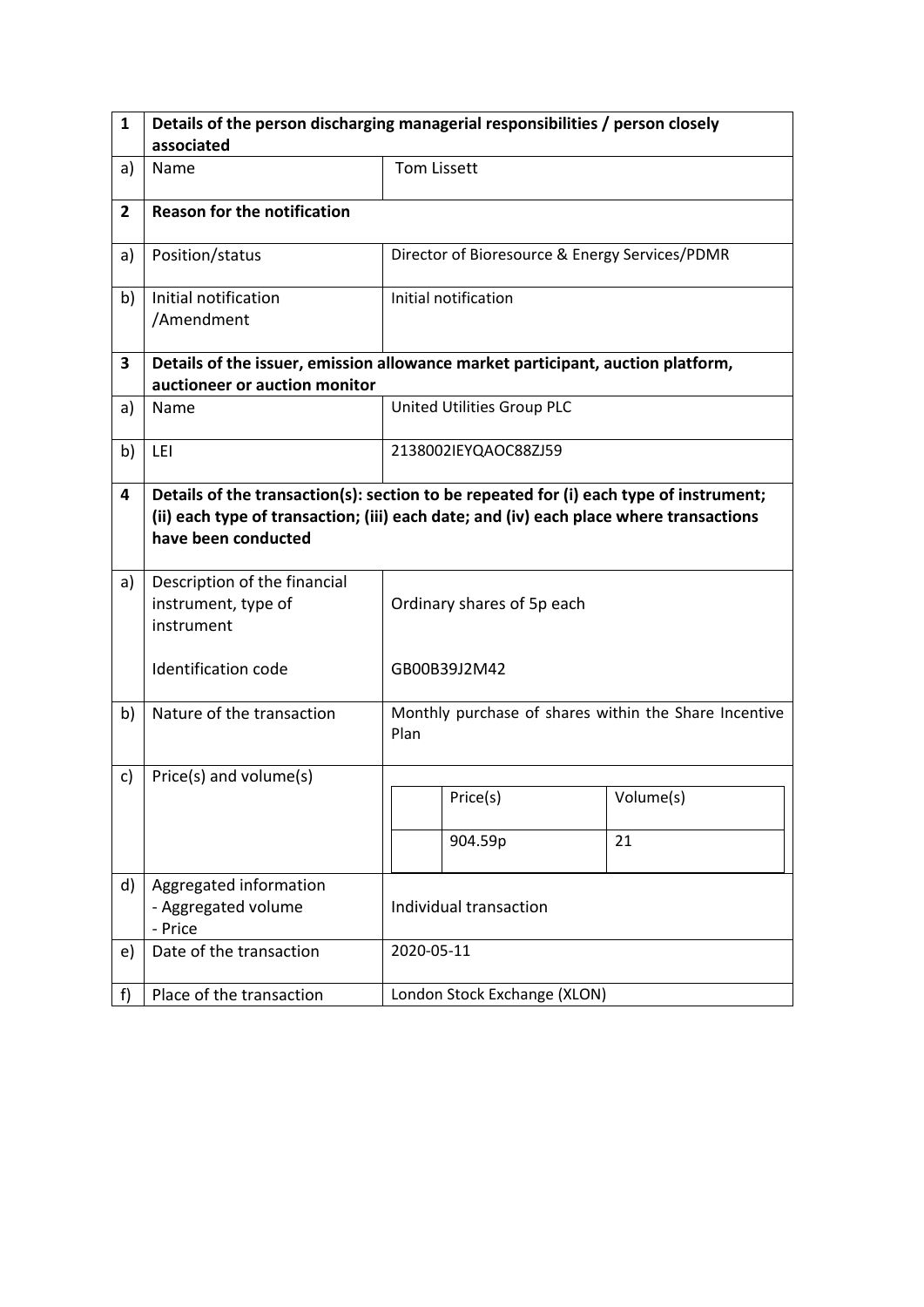| 1 | Details of the person discharging managerial responsibilities / person closely associated | |
|---|---|---|
| a) | Name | Tom Lissett |
| **2** | **Reason for the notification** | |
| a) | Position/status | Director of Bioresource & Energy Services/PDMR |
| b) | Initial notification /Amendment | Initial notification |
| **3** | **Details of the issuer, emission allowance market participant, auction platform, auctioneer or auction monitor** | |
| a) | Name | United Utilities Group PLC |
| b) | LEI | 2138002IEYQAOC88ZJ59 |
| **4** | **Details of the transaction(s): section to be repeated for (i) each type of instrument; (ii) each type of transaction; (iii) each date; and (iv) each place where transactions have been conducted** | |
| a) | Description of the financial instrument, type of instrument<br><br>Identification code | Ordinary shares of 5p each<br><br>GB00B39J2M42 |
| b) | Nature of the transaction | Monthly purchase of shares within the Share Incentive Plan |
| c) | Price(s) and volume(s) | Price(s): 904.59p; Volume(s): 21 |
| d) | Aggregated information<br>- Aggregated volume<br>- Price | Individual transaction |
| e) | Date of the transaction | 2020-05-11 |
| f) | Place of the transaction | London Stock Exchange (XLON) |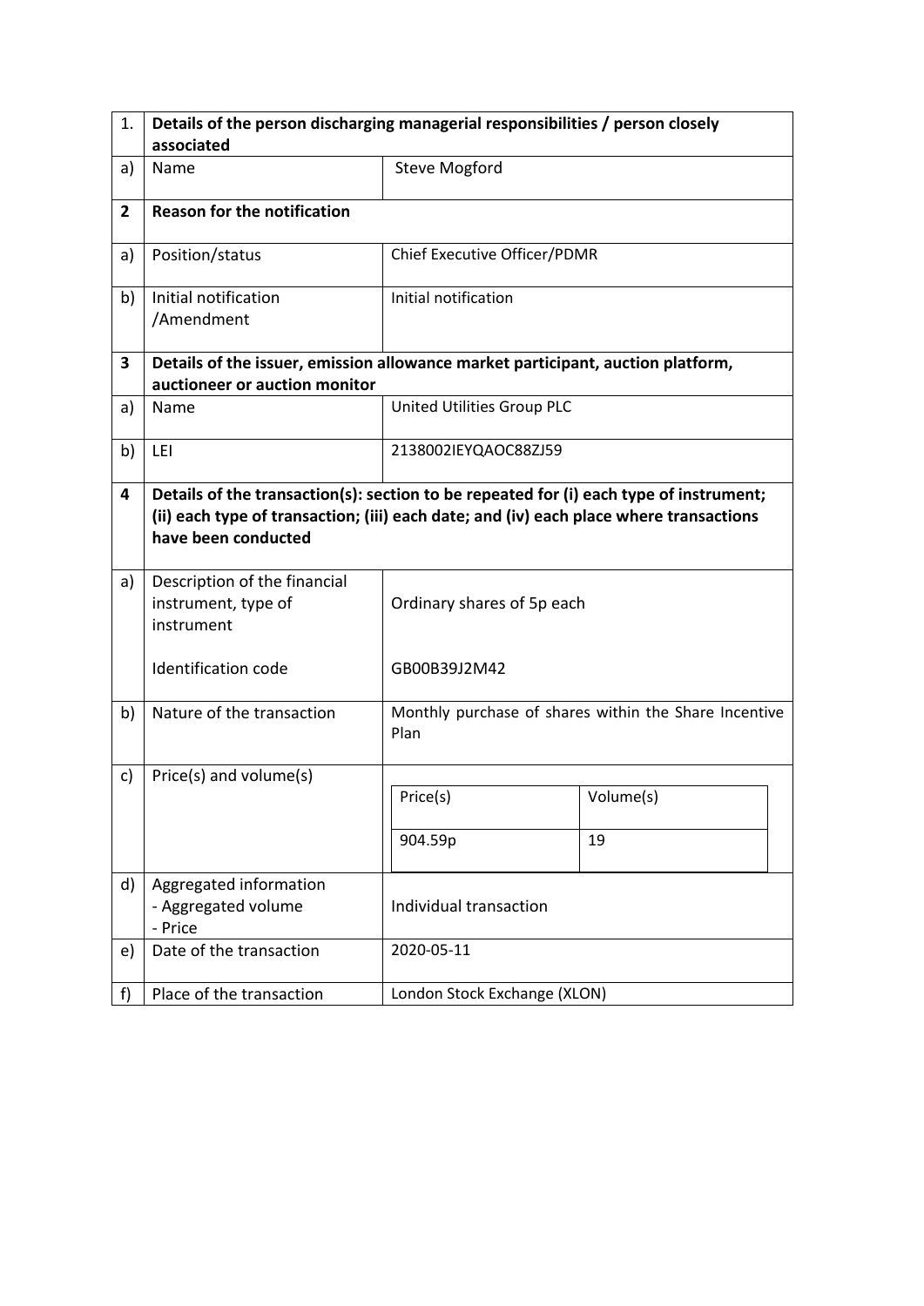| 1. | Details of the person discharging managerial responsibilities / person closely associated | |
|---|---|---|
| a) | Name | Steve Mogford |
| **2** | **Reason for the notification** | |
| a) | Position/status | Chief Executive Officer/PDMR |
| b) | Initial notification /Amendment | Initial notification |
| **3** | **Details of the issuer, emission allowance market participant, auction platform, auctioneer or auction monitor** | |
| a) | Name | United Utilities Group PLC |
| b) | LEI | 2138002IEYQAOC88ZJ59 |
| **4** | **Details of the transaction(s): section to be repeated for (i) each type of instrument; (ii) each type of transaction; (iii) each date; and (iv) each place where transactions have been conducted** | |
| a) | Description of the financial instrument, type of instrument<br><br>Identification code | Ordinary shares of 5p each<br><br>GB00B39J2M42 |
| b) | Nature of the transaction | Monthly purchase of shares within the Share Incentive Plan |
| c) | Price(s) and volume(s) | Price(s): 904.59p — Volume(s): 19 |
| d) | Aggregated information<br>- Aggregated volume<br>- Price | Individual transaction |
| e) | Date of the transaction | 2020-05-11 |
| f) | Place of the transaction | London Stock Exchange (XLON) |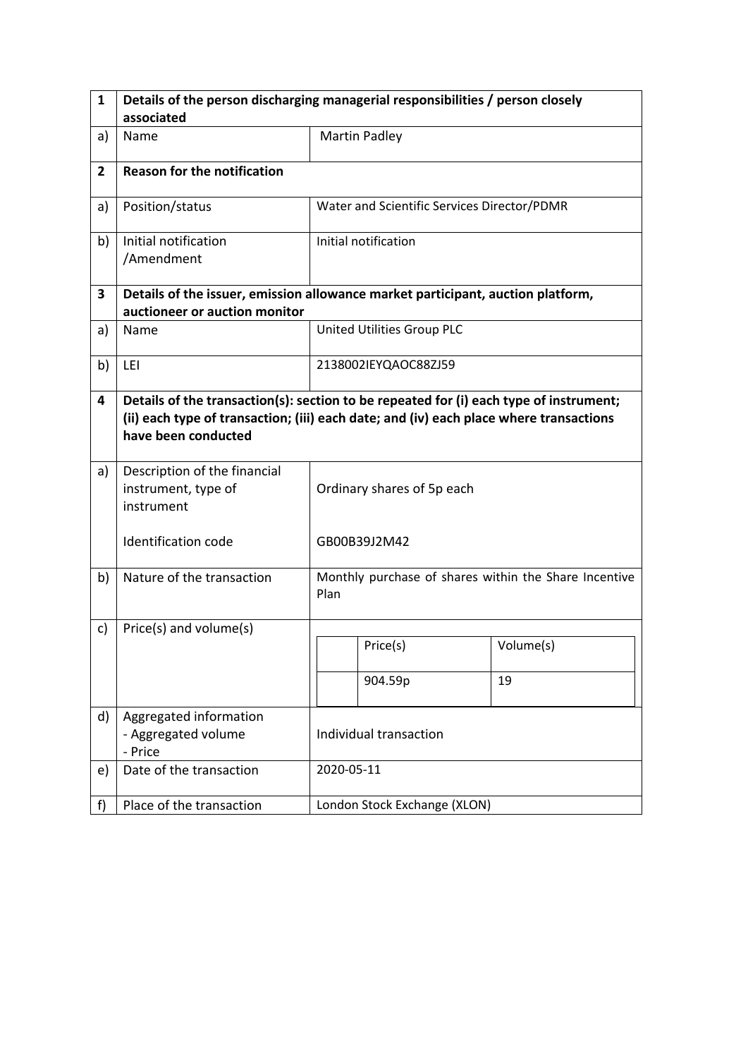| 1 | Details of the person discharging managerial responsibilities / person closely associated | |
|---|---|---|
| a) | Name | Martin Padley |
| **2** | **Reason for the notification** | |
| a) | Position/status | Water and Scientific Services Director/PDMR |
| b) | Initial notification /Amendment | Initial notification |
| **3** | **Details of the issuer, emission allowance market participant, auction platform, auctioneer or auction monitor** | |
| a) | Name | United Utilities Group PLC |
| b) | LEI | 2138002IEYQAOC88ZJ59 |
| **4** | **Details of the transaction(s): section to be repeated for (i) each type of instrument; (ii) each type of transaction; (iii) each date; and (iv) each place where transactions have been conducted** | |
| a) | Description of the financial instrument, type of instrument<br><br>Identification code | Ordinary shares of 5p each<br><br>GB00B39J2M42 |
| b) | Nature of the transaction | Monthly purchase of shares within the Share Incentive Plan |
| c) | Price(s) and volume(s) | Price(s): 904.59p; Volume(s): 19 |
| d) | Aggregated information<br>- Aggregated volume<br>- Price | Individual transaction |
| e) | Date of the transaction | 2020-05-11 |
| f) | Place of the transaction | London Stock Exchange (XLON) |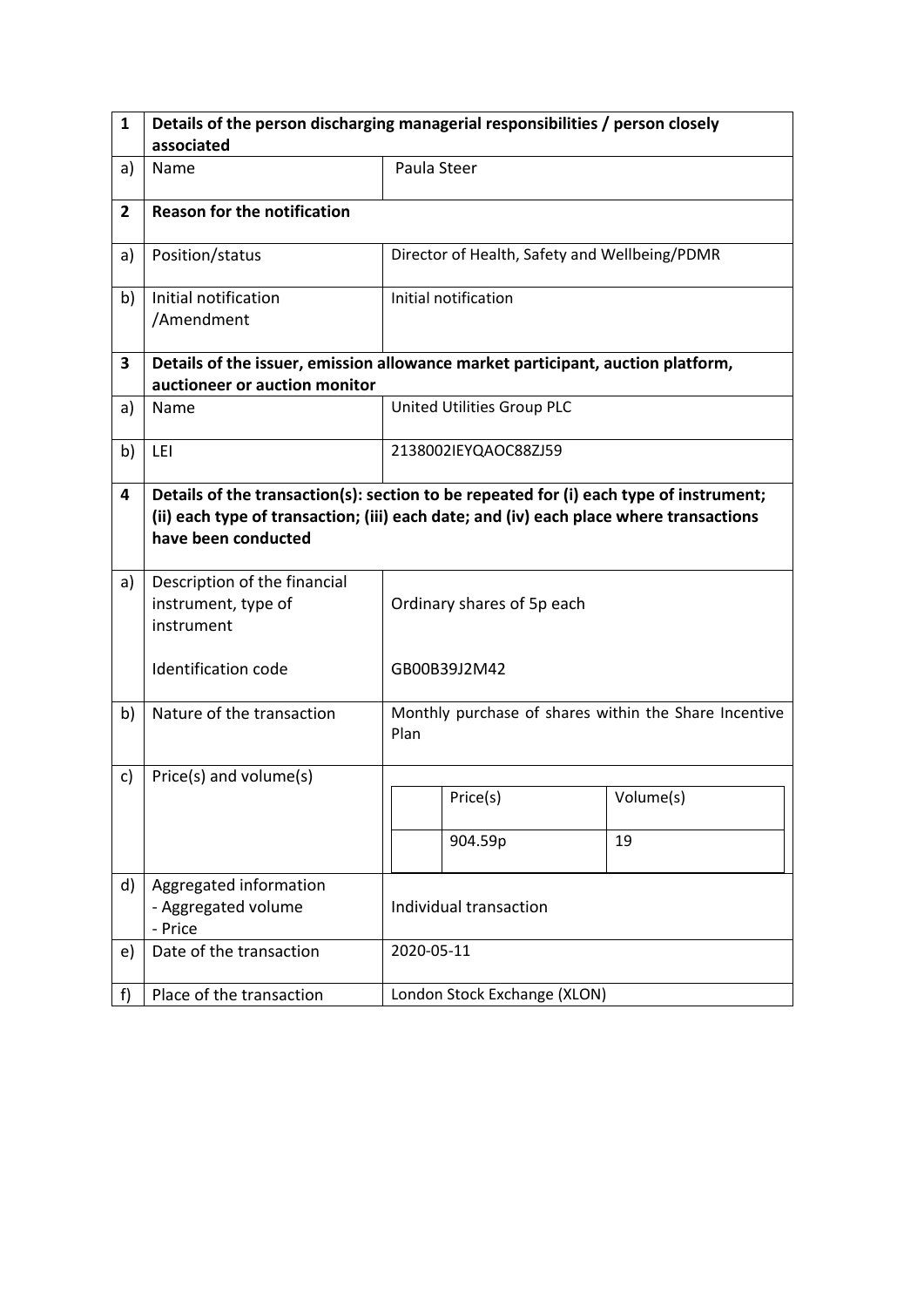| | | |
|---|---|---|
| **1** | **Details of the person discharging managerial responsibilities / person closely associated** | |
| a) | Name | Paula Steer |
| **2** | **Reason for the notification** | |
| a) | Position/status | Director of Health, Safety and Wellbeing/PDMR |
| b) | Initial notification /Amendment | Initial notification |
| **3** | **Details of the issuer, emission allowance market participant, auction platform, auctioneer or auction monitor** | |
| a) | Name | United Utilities Group PLC |
| b) | LEI | 2138002IEYQAOC88ZJ59 |
| **4** | **Details of the transaction(s): section to be repeated for (i) each type of instrument; (ii) each type of transaction; (iii) each date; and (iv) each place where transactions have been conducted** | |
| a) | Description of the financial instrument, type of instrument<br><br>Identification code | Ordinary shares of 5p each<br><br>GB00B39J2M42 |
| b) | Nature of the transaction | Monthly purchase of shares within the Share Incentive Plan |
| c) | Price(s) and volume(s) | Price(s): 904.59p<br>Volume(s): 19 |
| d) | Aggregated information<br>- Aggregated volume<br>- Price | Individual transaction |
| e) | Date of the transaction | 2020-05-11 |
| f) | Place of the transaction | London Stock Exchange (XLON) |